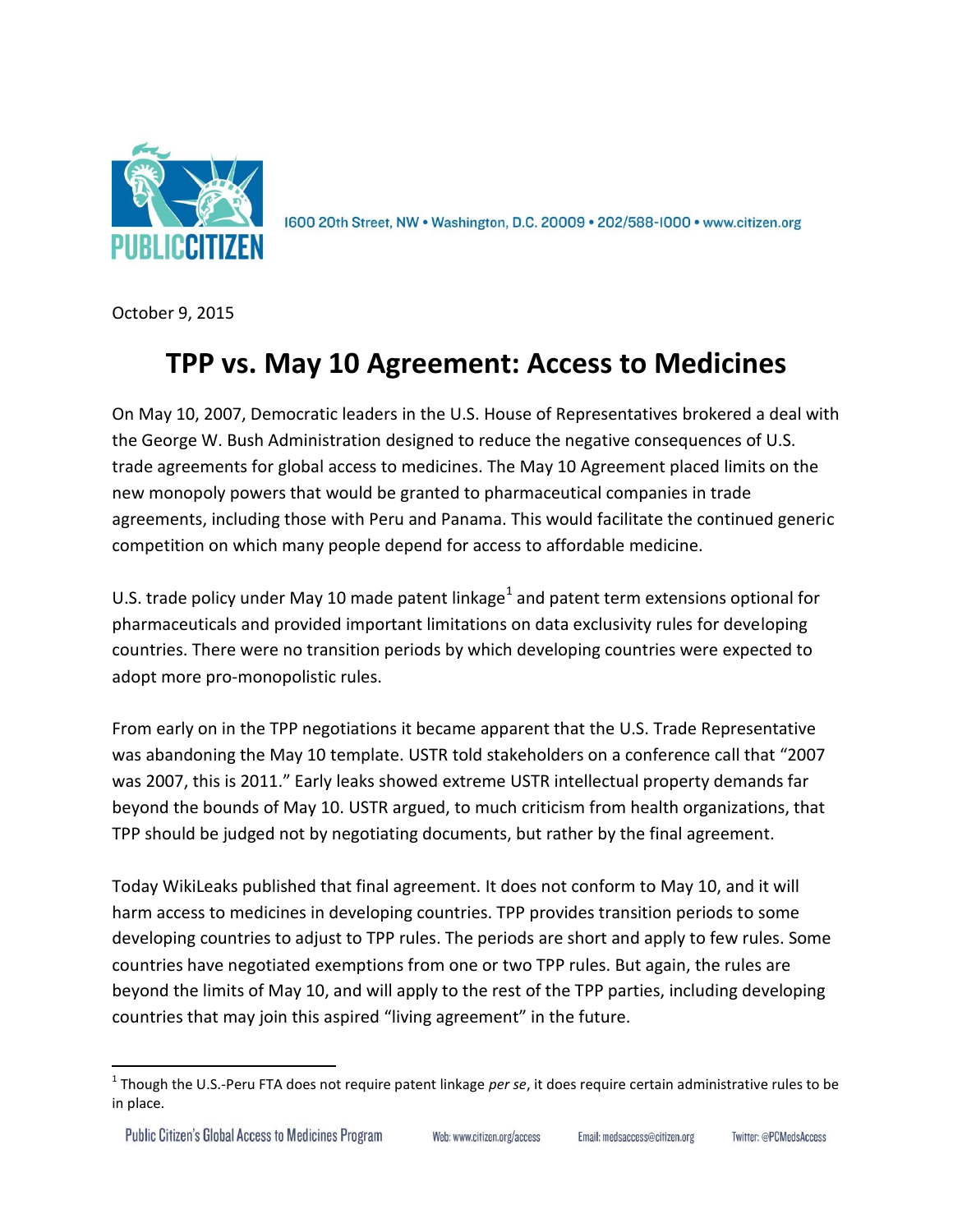PUBLIC CITIZEN

1600 20th Street, NW • Washington, D.C. 20009 • 202/588-1000 • www.citizen.org

October 9, 2015

# TPP vs. May 10 Agreement: Access to Medicines

On May 10, 2007, Democratic leaders in the U.S. House of Representatives brokered a deal with the George W. Bush Administration designed to reduce the negative consequences of U.S. trade agreements for global access to medicines. The May 10 Agreement placed limits on the new monopoly powers that would be granted to pharmaceutical companies in trade agreements, including those with Peru and Panama. This would facilitate the continued generic competition on which many people depend for access to affordable medicine.

U.S. trade policy under May 10 made patent linkage[1] and patent term extensions optional for pharmaceuticals and provided important limitations on data exclusivity rules for developing countries. There were no transition periods by which developing countries were expected to adopt more pro-monopolistic rules.

From early on in the TPP negotiations it became apparent that the U.S. Trade Representative was abandoning the May 10 template. USTR told stakeholders on a conference call that "2007 was 2007, this is 2011." Early leaks showed extreme USTR intellectual property demands far beyond the bounds of May 10. USTR argued, to much criticism from health organizations, that TPP should be judged not by negotiating documents, but rather by the final agreement.

Today WikiLeaks published that final agreement. It does not conform to May 10, and it will harm access to medicines in developing countries. TPP provides transition periods to some developing countries to adjust to TPP rules. The periods are short and apply to few rules. Some countries have negotiated exemptions from one or two TPP rules. But again, the rules are beyond the limits of May 10, and will apply to the rest of the TPP parties, including developing countries that may join this aspired "living agreement" in the future.

[1] Though the U.S.-Peru FTA does not require patent linkage *per se*, it does require certain administrative rules to be in place.

Public Citizen's Global Access to Medicines Program — Web: www.citizen.org/access — Email: medsaccess@citizen.org — Twitter: @PCMedsAccess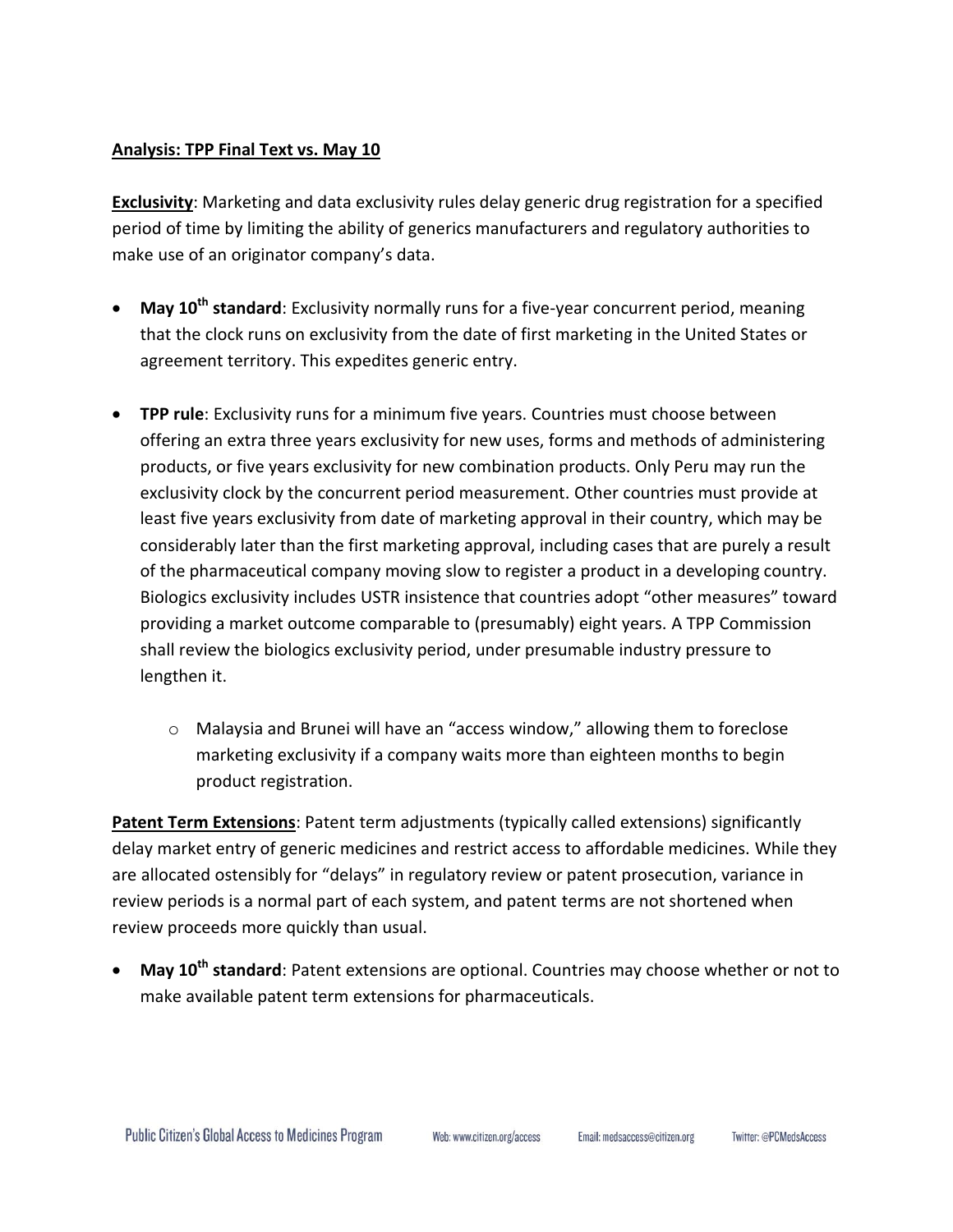**Analysis: TPP Final Text vs. May 10**

**Exclusivity**: Marketing and data exclusivity rules delay generic drug registration for a specified period of time by limiting the ability of generics manufacturers and regulatory authorities to make use of an originator company's data.

- **May 10th standard**: Exclusivity normally runs for a five-year concurrent period, meaning that the clock runs on exclusivity from the date of first marketing in the United States or agreement territory. This expedites generic entry.

- **TPP rule**: Exclusivity runs for a minimum five years. Countries must choose between offering an extra three years exclusivity for new uses, forms and methods of administering products, or five years exclusivity for new combination products. Only Peru may run the exclusivity clock by the concurrent period measurement. Other countries must provide at least five years exclusivity from date of marketing approval in their country, which may be considerably later than the first marketing approval, including cases that are purely a result of the pharmaceutical company moving slow to register a product in a developing country. Biologics exclusivity includes USTR insistence that countries adopt "other measures" toward providing a market outcome comparable to (presumably) eight years. A TPP Commission shall review the biologics exclusivity period, under presumable industry pressure to lengthen it.
    - Malaysia and Brunei will have an "access window," allowing them to foreclose marketing exclusivity if a company waits more than eighteen months to begin product registration.

**Patent Term Extensions**: Patent term adjustments (typically called extensions) significantly delay market entry of generic medicines and restrict access to affordable medicines. While they are allocated ostensibly for "delays" in regulatory review or patent prosecution, variance in review periods is a normal part of each system, and patent terms are not shortened when review proceeds more quickly than usual.

- **May 10th standard**: Patent extensions are optional. Countries may choose whether or not to make available patent term extensions for pharmaceuticals.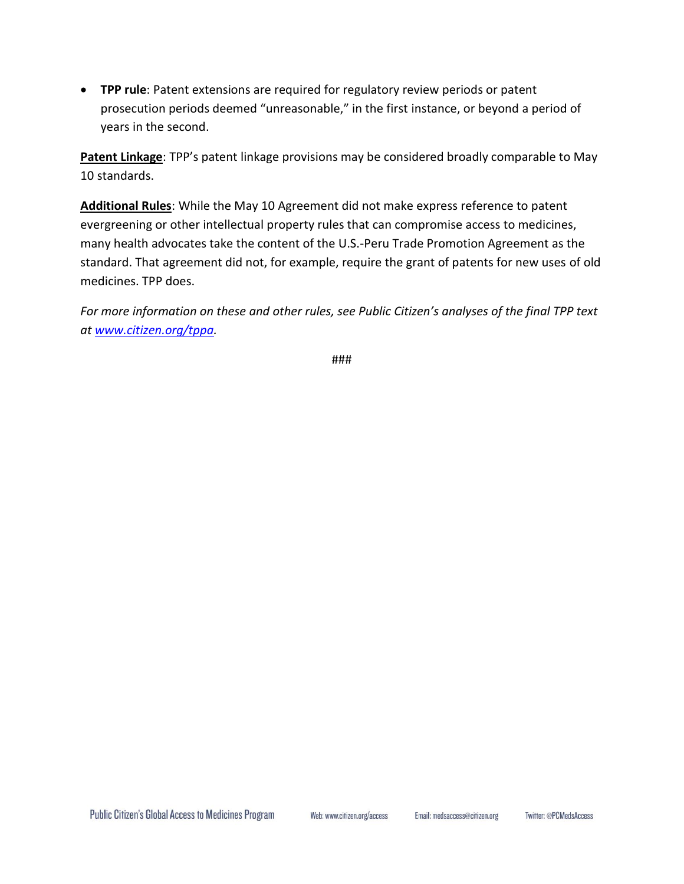- **TPP rule**: Patent extensions are required for regulatory review periods or patent prosecution periods deemed “unreasonable,” in the first instance, or beyond a period of years in the second.

**Patent Linkage**: TPP’s patent linkage provisions may be considered broadly comparable to May 10 standards.

**Additional Rules**: While the May 10 Agreement did not make express reference to patent evergreening or other intellectual property rules that can compromise access to medicines, many health advocates take the content of the U.S.-Peru Trade Promotion Agreement as the standard. That agreement did not, for example, require the grant of patents for new uses of old medicines. TPP does.

*For more information on these and other rules, see Public Citizen’s analyses of the final TPP text at [www.citizen.org/tppa](www.citizen.org/tppa).*

###